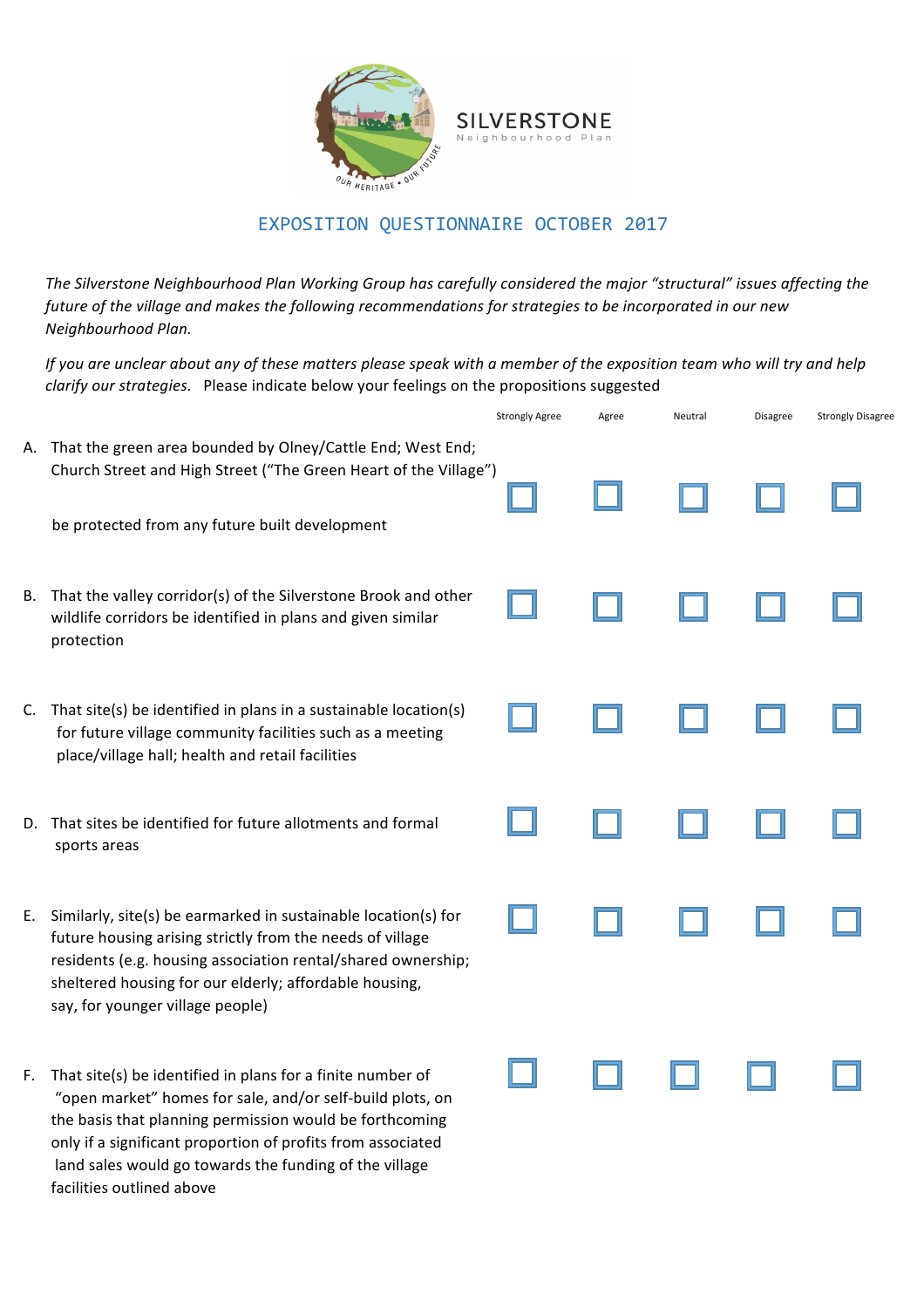SILVERSTONE
Neighbourhood Plan

OUR HERITAGE • OUR FUTURE

# EXPOSITION QUESTIONNAIRE OCTOBER 2017

*The Silverstone Neighbourhood Plan Working Group has carefully considered the major "structural" issues affecting the future of the village and makes the following recommendations for strategies to be incorporated in our new Neighbourhood Plan.*

*If you are unclear about any of these matters please speak with a member of the exposition team who will try and help clarify our strategies.* Please indicate below your feelings on the propositions suggested

| | Strongly Agree | Agree | Neutral | Disagree | Strongly Disagree |
|---|---|---|---|---|---|
| A. That the green area bounded by Olney/Cattle End; West End; Church Street and High Street ("The Green Heart of the Village") be protected from any future built development | ☐ | ☐ | ☐ | ☐ | ☐ |
| B. That the valley corridor(s) of the Silverstone Brook and other wildlife corridors be identified in plans and given similar protection | ☐ | ☐ | ☐ | ☐ | ☐ |
| C. That site(s) be identified in plans in a sustainable location(s) for future village community facilities such as a meeting place/village hall; health and retail facilities | ☐ | ☐ | ☐ | ☐ | ☐ |
| D. That sites be identified for future allotments and formal sports areas | ☐ | ☐ | ☐ | ☐ | ☐ |
| E. Similarly, site(s) be earmarked in sustainable location(s) for future housing arising strictly from the needs of village residents (e.g. housing association rental/shared ownership; sheltered housing for our elderly; affordable housing, say, for younger village people) | ☐ | ☐ | ☐ | ☐ | ☐ |
| F. That site(s) be identified in plans for a finite number of "open market" homes for sale, and/or self-build plots, on the basis that planning permission would be forthcoming only if a significant proportion of profits from associated land sales would go towards the funding of the village facilities outlined above | ☐ | ☐ | ☐ | ☐ | ☐ |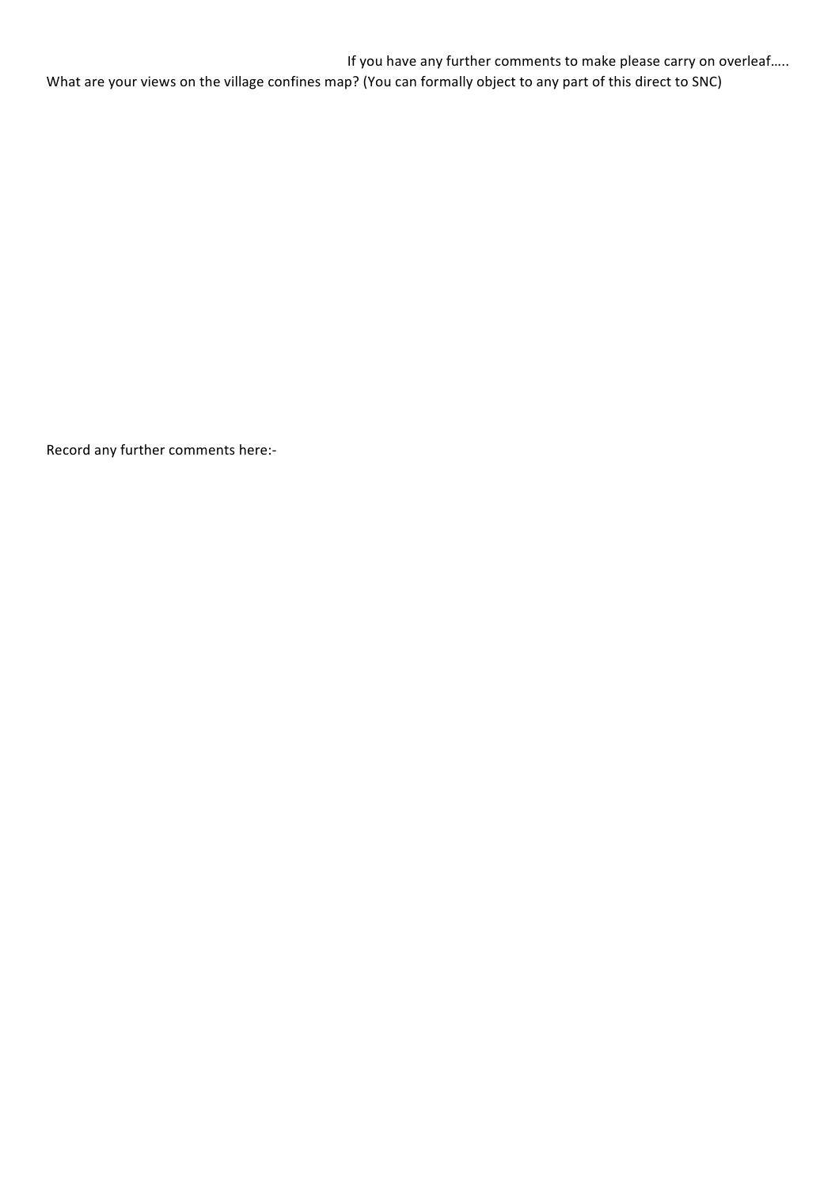If you have any further comments to make please carry on overleaf…..

What are your views on the village confines map? (You can formally object to any part of this direct to SNC)

Record any further comments here:-